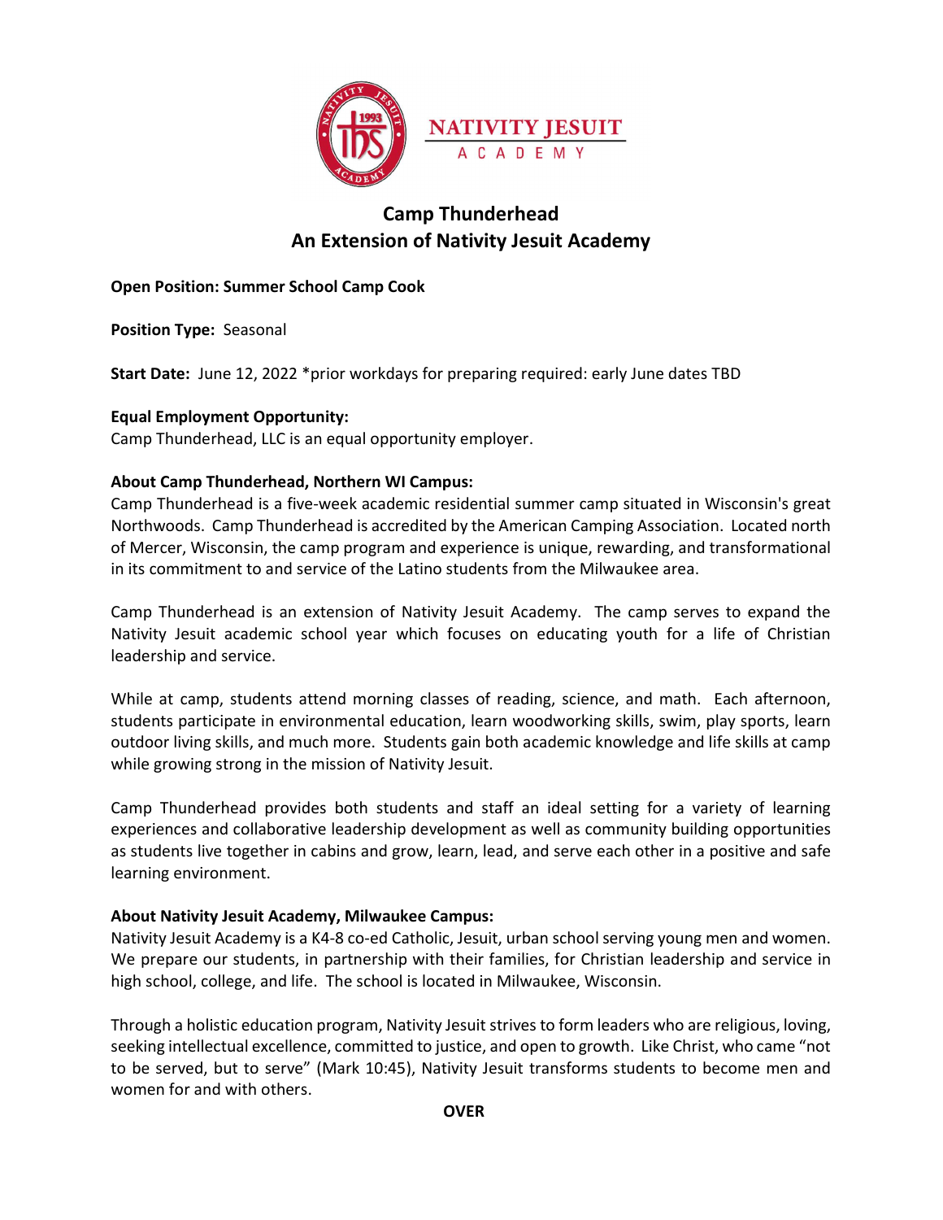NATIVITY JESUIT ACADEMY

# Camp Thunderhead
# An Extension of Nativity Jesuit Academy

**Open Position: Summer School Camp Cook**

**Position Type:** Seasonal

**Start Date:** June 12, 2022 *prior workdays for preparing required: early June dates TBD

**Equal Employment Opportunity:**
Camp Thunderhead, LLC is an equal opportunity employer.

**About Camp Thunderhead, Northern WI Campus:**
Camp Thunderhead is a five-week academic residential summer camp situated in Wisconsin's great Northwoods. Camp Thunderhead is accredited by the American Camping Association. Located north of Mercer, Wisconsin, the camp program and experience is unique, rewarding, and transformational in its commitment to and service of the Latino students from the Milwaukee area.

Camp Thunderhead is an extension of Nativity Jesuit Academy. The camp serves to expand the Nativity Jesuit academic school year which focuses on educating youth for a life of Christian leadership and service.

While at camp, students attend morning classes of reading, science, and math. Each afternoon, students participate in environmental education, learn woodworking skills, swim, play sports, learn outdoor living skills, and much more. Students gain both academic knowledge and life skills at camp while growing strong in the mission of Nativity Jesuit.

Camp Thunderhead provides both students and staff an ideal setting for a variety of learning experiences and collaborative leadership development as well as community building opportunities as students live together in cabins and grow, learn, lead, and serve each other in a positive and safe learning environment.

**About Nativity Jesuit Academy, Milwaukee Campus:**
Nativity Jesuit Academy is a K4-8 co-ed Catholic, Jesuit, urban school serving young men and women. We prepare our students, in partnership with their families, for Christian leadership and service in high school, college, and life. The school is located in Milwaukee, Wisconsin.

Through a holistic education program, Nativity Jesuit strives to form leaders who are religious, loving, seeking intellectual excellence, committed to justice, and open to growth. Like Christ, who came "not to be served, but to serve" (Mark 10:45), Nativity Jesuit transforms students to become men and women for and with others.

**OVER**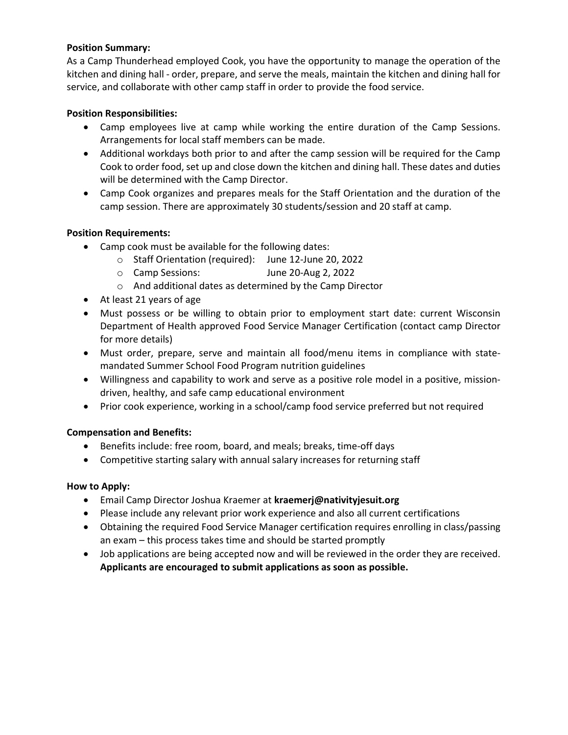**Position Summary:**

As a Camp Thunderhead employed Cook, you have the opportunity to manage the operation of the kitchen and dining hall - order, prepare, and serve the meals, maintain the kitchen and dining hall for service, and collaborate with other camp staff in order to provide the food service.

**Position Responsibilities:**

- Camp employees live at camp while working the entire duration of the Camp Sessions. Arrangements for local staff members can be made.
- Additional workdays both prior to and after the camp session will be required for the Camp Cook to order food, set up and close down the kitchen and dining hall. These dates and duties will be determined with the Camp Director.
- Camp Cook organizes and prepares meals for the Staff Orientation and the duration of the camp session. There are approximately 30 students/session and 20 staff at camp.

**Position Requirements:**

- Camp cook must be available for the following dates:
  - Staff Orientation (required): June 12-June 20, 2022
  - Camp Sessions: June 20-Aug 2, 2022
  - And additional dates as determined by the Camp Director
- At least 21 years of age
- Must possess or be willing to obtain prior to employment start date: current Wisconsin Department of Health approved Food Service Manager Certification (contact camp Director for more details)
- Must order, prepare, serve and maintain all food/menu items in compliance with state-mandated Summer School Food Program nutrition guidelines
- Willingness and capability to work and serve as a positive role model in a positive, mission-driven, healthy, and safe camp educational environment
- Prior cook experience, working in a school/camp food service preferred but not required

**Compensation and Benefits:**

- Benefits include: free room, board, and meals; breaks, time-off days
- Competitive starting salary with annual salary increases for returning staff

**How to Apply:**

- Email Camp Director Joshua Kraemer at **kraemerj@nativityjesuit.org**
- Please include any relevant prior work experience and also all current certifications
- Obtaining the required Food Service Manager certification requires enrolling in class/passing an exam – this process takes time and should be started promptly
- Job applications are being accepted now and will be reviewed in the order they are received. **Applicants are encouraged to submit applications as soon as possible.**